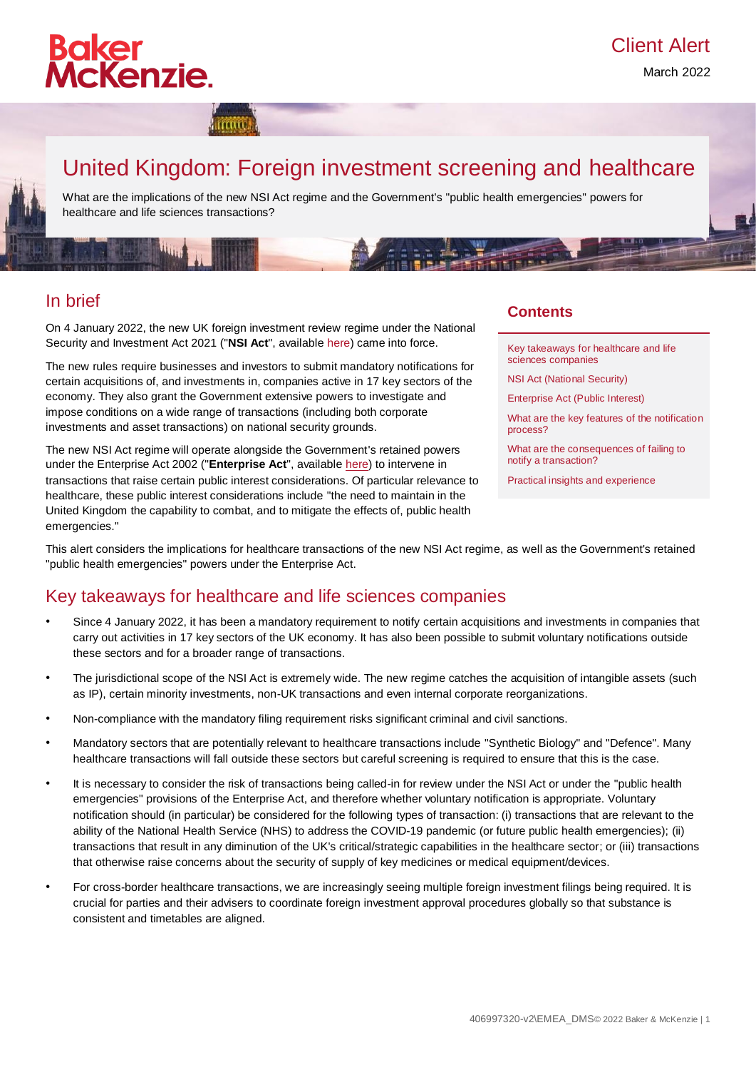Baker McKenzie.

Client Alert

March 2022

# United Kingdom: Foreign investment screening and healthcare

What are the implications of the new NSI Act regime and the Government's "public health emergencies" powers for healthcare and life sciences transactions?

## In brief

On 4 January 2022, the new UK foreign investment review regime under the National Security and Investment Act 2021 ("**NSI Act**", available here) came into force.

The new rules require businesses and investors to submit mandatory notifications for certain acquisitions of, and investments in, companies active in 17 key sectors of the economy. They also grant the Government extensive powers to investigate and impose conditions on a wide range of transactions (including both corporate investments and asset transactions) on national security grounds.

The new NSI Act regime will operate alongside the Government's retained powers under the Enterprise Act 2002 ("**Enterprise Act**", available here) to intervene in transactions that raise certain public interest considerations. Of particular relevance to healthcare, these public interest considerations include "the need to maintain in the United Kingdom the capability to combat, and to mitigate the effects of, public health emergencies."

**Contents**

- Key takeaways for healthcare and life sciences companies
- NSI Act (National Security)
- Enterprise Act (Public Interest)
- What are the key features of the notification process?
- What are the consequences of failing to notify a transaction?
- Practical insights and experience

This alert considers the implications for healthcare transactions of the new NSI Act regime, as well as the Government's retained "public health emergencies" powers under the Enterprise Act.

## Key takeaways for healthcare and life sciences companies

- Since 4 January 2022, it has been a mandatory requirement to notify certain acquisitions and investments in companies that carry out activities in 17 key sectors of the UK economy. It has also been possible to submit voluntary notifications outside these sectors and for a broader range of transactions.
- The jurisdictional scope of the NSI Act is extremely wide. The new regime catches the acquisition of intangible assets (such as IP), certain minority investments, non-UK transactions and even internal corporate reorganizations.
- Non-compliance with the mandatory filing requirement risks significant criminal and civil sanctions.
- Mandatory sectors that are potentially relevant to healthcare transactions include "Synthetic Biology" and "Defence". Many healthcare transactions will fall outside these sectors but careful screening is required to ensure that this is the case.
- It is necessary to consider the risk of transactions being called-in for review under the NSI Act or under the "public health emergencies" provisions of the Enterprise Act, and therefore whether voluntary notification is appropriate. Voluntary notification should (in particular) be considered for the following types of transaction: (i) transactions that are relevant to the ability of the National Health Service (NHS) to address the COVID-19 pandemic (or future public health emergencies); (ii) transactions that result in any diminution of the UK's critical/strategic capabilities in the healthcare sector; or (iii) transactions that otherwise raise concerns about the security of supply of key medicines or medical equipment/devices.
- For cross-border healthcare transactions, we are increasingly seeing multiple foreign investment filings being required. It is crucial for parties and their advisers to coordinate foreign investment approval procedures globally so that substance is consistent and timetables are aligned.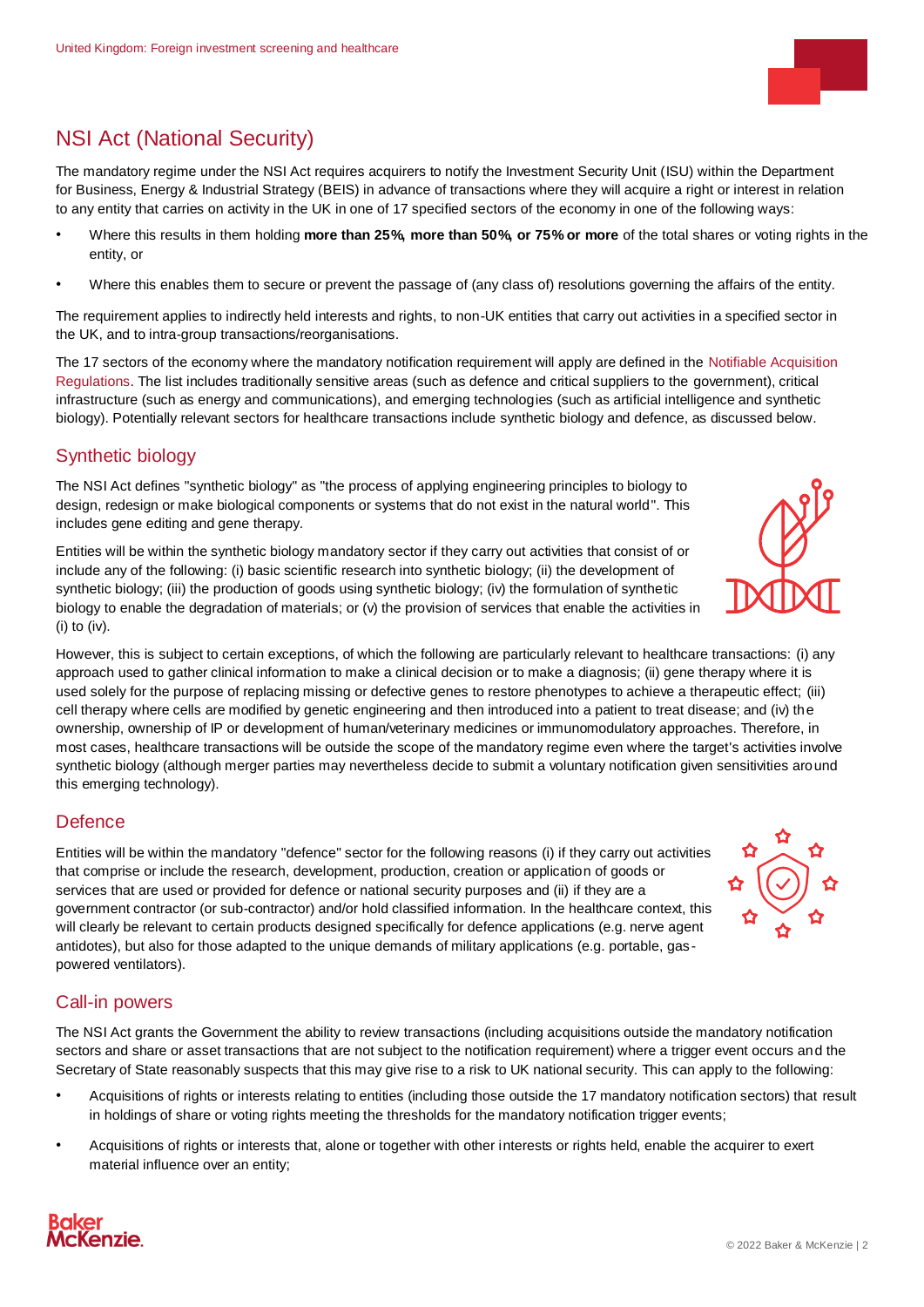## NSI Act (National Security)

The mandatory regime under the NSI Act requires acquirers to notify the Investment Security Unit (ISU) within the Department for Business, Energy & Industrial Strategy (BEIS) in advance of transactions where they will acquire a right or interest in relation to any entity that carries on activity in the UK in one of 17 specified sectors of the economy in one of the following ways:

- Where this results in them holding **more than 25%, more than 50%, or 75% or more** of the total shares or voting rights in the entity, or
- Where this enables them to secure or prevent the passage of (any class of) resolutions governing the affairs of the entity.

The requirement applies to indirectly held interests and rights, to non-UK entities that carry out activities in a specified sector in the UK, and to intra-group transactions/reorganisations.

The 17 sectors of the economy where the mandatory notification requirement will apply are defined in the Notifiable Acquisition Regulations. The list includes traditionally sensitive areas (such as defence and critical suppliers to the government), critical infrastructure (such as energy and communications), and emerging technologies (such as artificial intelligence and synthetic biology). Potentially relevant sectors for healthcare transactions include synthetic biology and defence, as discussed below.

### Synthetic biology

The NSI Act defines "synthetic biology" as "the process of applying engineering principles to biology to design, redesign or make biological components or systems that do not exist in the natural world". This includes gene editing and gene therapy.

Entities will be within the synthetic biology mandatory sector if they carry out activities that consist of or include any of the following: (i) basic scientific research into synthetic biology; (ii) the development of synthetic biology; (iii) the production of goods using synthetic biology; (iv) the formulation of synthetic biology to enable the degradation of materials; or (v) the provision of services that enable the activities in (i) to (iv).

However, this is subject to certain exceptions, of which the following are particularly relevant to healthcare transactions: (i) any approach used to gather clinical information to make a clinical decision or to make a diagnosis; (ii) gene therapy where it is used solely for the purpose of replacing missing or defective genes to restore phenotypes to achieve a therapeutic effect; (iii) cell therapy where cells are modified by genetic engineering and then introduced into a patient to treat disease; and (iv) the ownership, ownership of IP or development of human/veterinary medicines or immunomodulatory approaches. Therefore, in most cases, healthcare transactions will be outside the scope of the mandatory regime even where the target's activities involve synthetic biology (although merger parties may nevertheless decide to submit a voluntary notification given sensitivities around this emerging technology).

### Defence

Entities will be within the mandatory "defence" sector for the following reasons (i) if they carry out activities that comprise or include the research, development, production, creation or application of goods or services that are used or provided for defence or national security purposes and (ii) if they are a government contractor (or sub-contractor) and/or hold classified information. In the healthcare context, this will clearly be relevant to certain products designed specifically for defence applications (e.g. nerve agent antidotes), but also for those adapted to the unique demands of military applications (e.g. portable, gas-powered ventilators).

### Call-in powers

The NSI Act grants the Government the ability to review transactions (including acquisitions outside the mandatory notification sectors and share or asset transactions that are not subject to the notification requirement) where a trigger event occurs and the Secretary of State reasonably suspects that this may give rise to a risk to UK national security. This can apply to the following:

- Acquisitions of rights or interests relating to entities (including those outside the 17 mandatory notification sectors) that result in holdings of share or voting rights meeting the thresholds for the mandatory notification trigger events;
- Acquisitions of rights or interests that, alone or together with other interests or rights held, enable the acquirer to exert material influence over an entity;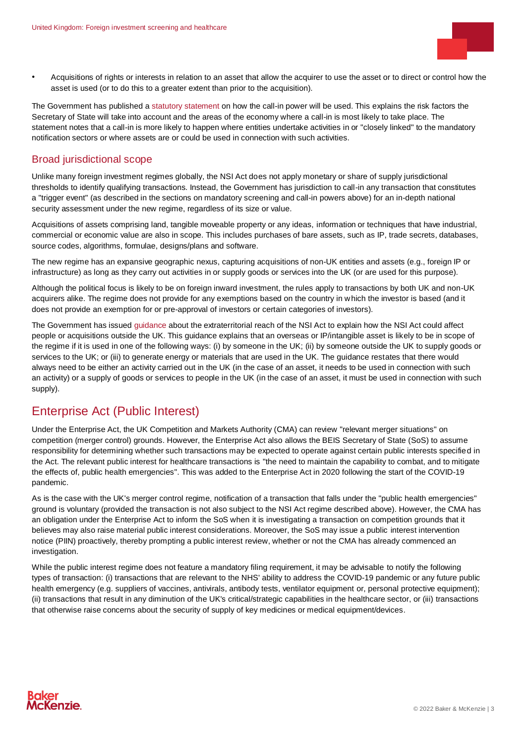- Acquisitions of rights or interests in relation to an asset that allow the acquirer to use the asset or to direct or control how the asset is used (or to do this to a greater extent than prior to the acquisition).

The Government has published a statutory statement on how the call-in power will be used. This explains the risk factors the Secretary of State will take into account and the areas of the economy where a call-in is most likely to take place. The statement notes that a call-in is more likely to happen where entities undertake activities in or "closely linked" to the mandatory notification sectors or where assets are or could be used in connection with such activities.

## Broad jurisdictional scope

Unlike many foreign investment regimes globally, the NSI Act does not apply monetary or share of supply jurisdictional thresholds to identify qualifying transactions. Instead, the Government has jurisdiction to call-in any transaction that constitutes a "trigger event" (as described in the sections on mandatory screening and call-in powers above) for an in-depth national security assessment under the new regime, regardless of its size or value.

Acquisitions of assets comprising land, tangible moveable property or any ideas, information or techniques that have industrial, commercial or economic value are also in scope. This includes purchases of bare assets, such as IP, trade secrets, databases, source codes, algorithms, formulae, designs/plans and software.

The new regime has an expansive geographic nexus, capturing acquisitions of non-UK entities and assets (e.g., foreign IP or infrastructure) as long as they carry out activities in or supply goods or services into the UK (or are used for this purpose).

Although the political focus is likely to be on foreign inward investment, the rules apply to transactions by both UK and non-UK acquirers alike. The regime does not provide for any exemptions based on the country in which the investor is based (and it does not provide an exemption for or pre-approval of investors or certain categories of investors).

The Government has issued guidance about the extraterritorial reach of the NSI Act to explain how the NSI Act could affect people or acquisitions outside the UK. This guidance explains that an overseas or IP/intangible asset is likely to be in scope of the regime if it is used in one of the following ways: (i) by someone in the UK; (ii) by someone outside the UK to supply goods or services to the UK; or (iii) to generate energy or materials that are used in the UK. The guidance restates that there would always need to be either an activity carried out in the UK (in the case of an asset, it needs to be used in connection with such an activity) or a supply of goods or services to people in the UK (in the case of an asset, it must be used in connection with such supply).

# Enterprise Act (Public Interest)

Under the Enterprise Act, the UK Competition and Markets Authority (CMA) can review "relevant merger situations" on competition (merger control) grounds. However, the Enterprise Act also allows the BEIS Secretary of State (SoS) to assume responsibility for determining whether such transactions may be expected to operate against certain public interests specified in the Act. The relevant public interest for healthcare transactions is "the need to maintain the capability to combat, and to mitigate the effects of, public health emergencies". This was added to the Enterprise Act in 2020 following the start of the COVID-19 pandemic.

As is the case with the UK's merger control regime, notification of a transaction that falls under the "public health emergencies" ground is voluntary (provided the transaction is not also subject to the NSI Act regime described above). However, the CMA has an obligation under the Enterprise Act to inform the SoS when it is investigating a transaction on competition grounds that it believes may also raise material public interest considerations. Moreover, the SoS may issue a public interest intervention notice (PIIN) proactively, thereby prompting a public interest review, whether or not the CMA has already commenced an investigation.

While the public interest regime does not feature a mandatory filing requirement, it may be advisable to notify the following types of transaction: (i) transactions that are relevant to the NHS' ability to address the COVID-19 pandemic or any future public health emergency (e.g. suppliers of vaccines, antivirals, antibody tests, ventilator equipment or, personal protective equipment); (ii) transactions that result in any diminution of the UK's critical/strategic capabilities in the healthcare sector, or (iii) transactions that otherwise raise concerns about the security of supply of key medicines or medical equipment/devices.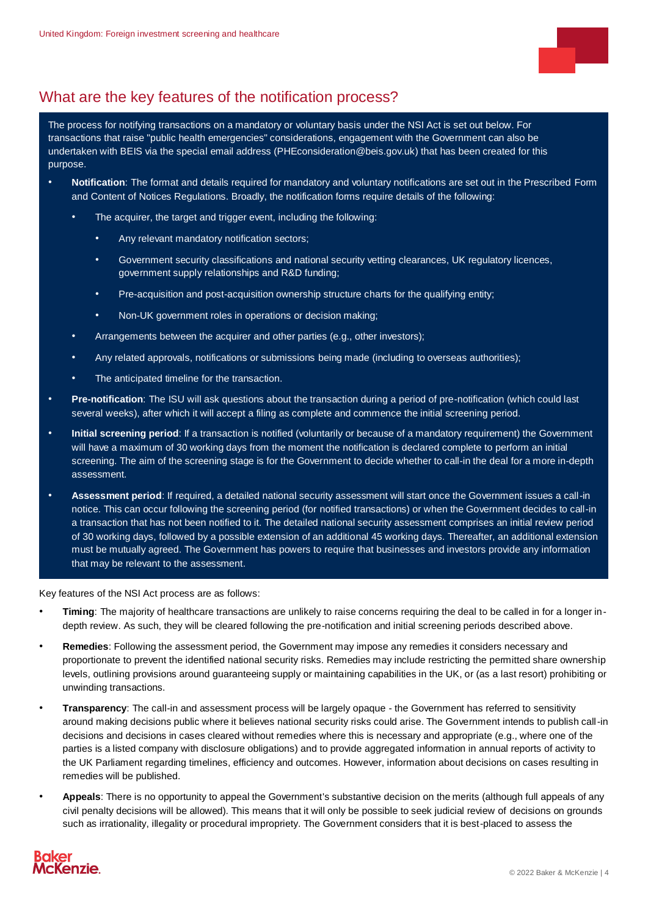## What are the key features of the notification process?

The process for notifying transactions on a mandatory or voluntary basis under the NSI Act is set out below. For transactions that raise "public health emergencies" considerations, engagement with the Government can also be undertaken with BEIS via the special email address (PHEconsideration@beis.gov.uk) that has been created for this purpose.

- **Notification**: The format and details required for mandatory and voluntary notifications are set out in the Prescribed Form and Content of Notices Regulations. Broadly, the notification forms require details of the following:
  - The acquirer, the target and trigger event, including the following:
    - Any relevant mandatory notification sectors;
    - Government security classifications and national security vetting clearances, UK regulatory licences, government supply relationships and R&D funding;
    - Pre-acquisition and post-acquisition ownership structure charts for the qualifying entity;
    - Non-UK government roles in operations or decision making;
  - Arrangements between the acquirer and other parties (e.g., other investors);
  - Any related approvals, notifications or submissions being made (including to overseas authorities);
  - The anticipated timeline for the transaction.
- **Pre-notification**: The ISU will ask questions about the transaction during a period of pre-notification (which could last several weeks), after which it will accept a filing as complete and commence the initial screening period.
- **Initial screening period**: If a transaction is notified (voluntarily or because of a mandatory requirement) the Government will have a maximum of 30 working days from the moment the notification is declared complete to perform an initial screening. The aim of the screening stage is for the Government to decide whether to call-in the deal for a more in-depth assessment.
- **Assessment period**: If required, a detailed national security assessment will start once the Government issues a call-in notice. This can occur following the screening period (for notified transactions) or when the Government decides to call-in a transaction that has not been notified to it. The detailed national security assessment comprises an initial review period of 30 working days, followed by a possible extension of an additional 45 working days. Thereafter, an additional extension must be mutually agreed. The Government has powers to require that businesses and investors provide any information that may be relevant to the assessment.

Key features of the NSI Act process are as follows:

- **Timing**: The majority of healthcare transactions are unlikely to raise concerns requiring the deal to be called in for a longer in-depth review. As such, they will be cleared following the pre-notification and initial screening periods described above.
- **Remedies**: Following the assessment period, the Government may impose any remedies it considers necessary and proportionate to prevent the identified national security risks. Remedies may include restricting the permitted share ownership levels, outlining provisions around guaranteeing supply or maintaining capabilities in the UK, or (as a last resort) prohibiting or unwinding transactions.
- **Transparency**: The call-in and assessment process will be largely opaque - the Government has referred to sensitivity around making decisions public where it believes national security risks could arise. The Government intends to publish call-in decisions and decisions in cases cleared without remedies where this is necessary and appropriate (e.g., where one of the parties is a listed company with disclosure obligations) and to provide aggregated information in annual reports of activity to the UK Parliament regarding timelines, efficiency and outcomes. However, information about decisions on cases resulting in remedies will be published.
- **Appeals**: There is no opportunity to appeal the Government's substantive decision on the merits (although full appeals of any civil penalty decisions will be allowed). This means that it will only be possible to seek judicial review of decisions on grounds such as irrationality, illegality or procedural impropriety. The Government considers that it is best-placed to assess the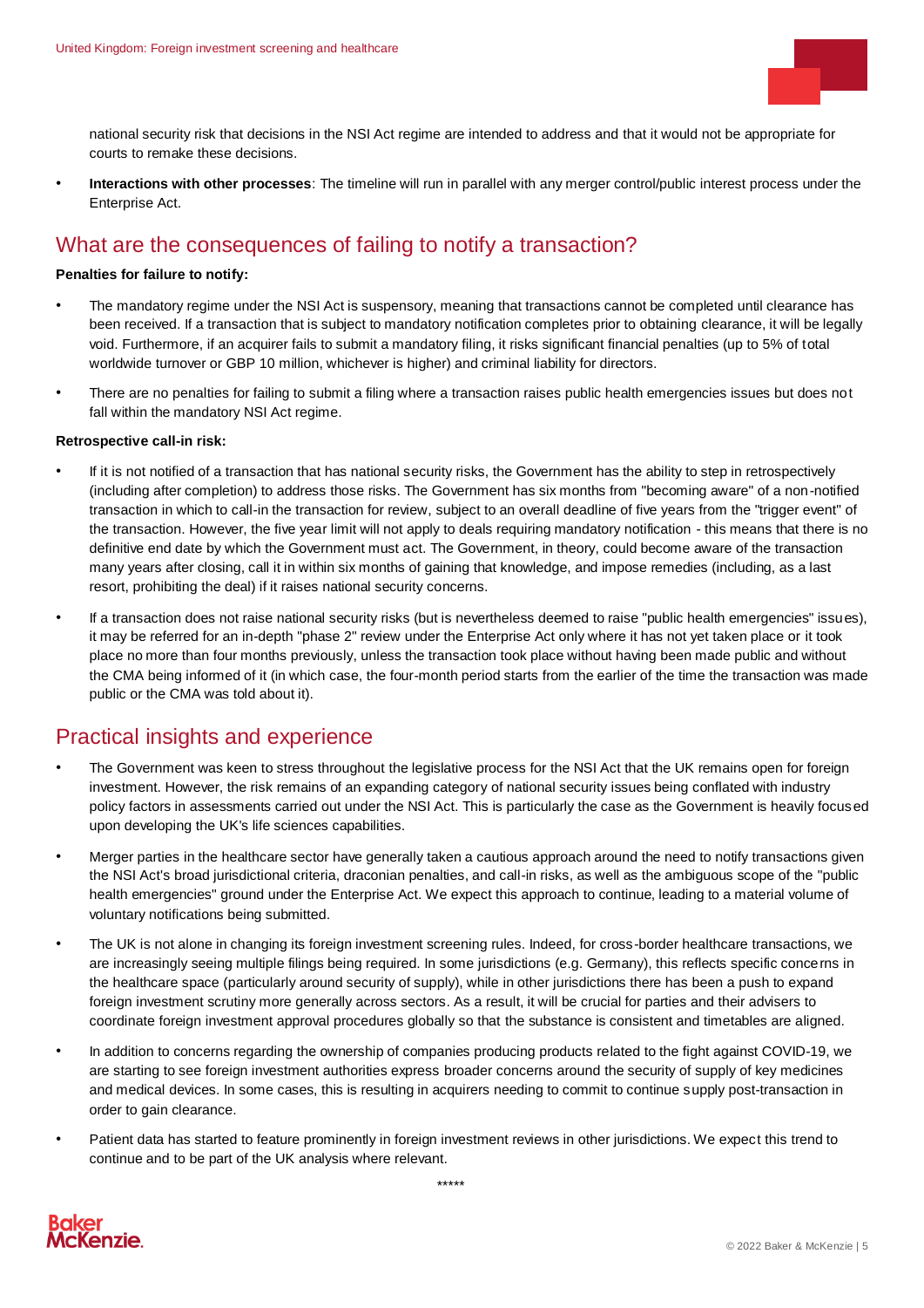national security risk that decisions in the NSI Act regime are intended to address and that it would not be appropriate for courts to remake these decisions.

- **Interactions with other processes**: The timeline will run in parallel with any merger control/public interest process under the Enterprise Act.

## What are the consequences of failing to notify a transaction?

**Penalties for failure to notify:**

- The mandatory regime under the NSI Act is suspensory, meaning that transactions cannot be completed until clearance has been received. If a transaction that is subject to mandatory notification completes prior to obtaining clearance, it will be legally void. Furthermore, if an acquirer fails to submit a mandatory filing, it risks significant financial penalties (up to 5% of total worldwide turnover or GBP 10 million, whichever is higher) and criminal liability for directors.
- There are no penalties for failing to submit a filing where a transaction raises public health emergencies issues but does not fall within the mandatory NSI Act regime.

**Retrospective call-in risk:**

- If it is not notified of a transaction that has national security risks, the Government has the ability to step in retrospectively (including after completion) to address those risks. The Government has six months from "becoming aware" of a non-notified transaction in which to call-in the transaction for review, subject to an overall deadline of five years from the "trigger event" of the transaction. However, the five year limit will not apply to deals requiring mandatory notification - this means that there is no definitive end date by which the Government must act. The Government, in theory, could become aware of the transaction many years after closing, call it in within six months of gaining that knowledge, and impose remedies (including, as a last resort, prohibiting the deal) if it raises national security concerns.
- If a transaction does not raise national security risks (but is nevertheless deemed to raise "public health emergencies" issues), it may be referred for an in-depth "phase 2" review under the Enterprise Act only where it has not yet taken place or it took place no more than four months previously, unless the transaction took place without having been made public and without the CMA being informed of it (in which case, the four-month period starts from the earlier of the time the transaction was made public or the CMA was told about it).

## Practical insights and experience

- The Government was keen to stress throughout the legislative process for the NSI Act that the UK remains open for foreign investment. However, the risk remains of an expanding category of national security issues being conflated with industry policy factors in assessments carried out under the NSI Act. This is particularly the case as the Government is heavily focused upon developing the UK's life sciences capabilities.
- Merger parties in the healthcare sector have generally taken a cautious approach around the need to notify transactions given the NSI Act's broad jurisdictional criteria, draconian penalties, and call-in risks, as well as the ambiguous scope of the "public health emergencies" ground under the Enterprise Act. We expect this approach to continue, leading to a material volume of voluntary notifications being submitted.
- The UK is not alone in changing its foreign investment screening rules. Indeed, for cross-border healthcare transactions, we are increasingly seeing multiple filings being required. In some jurisdictions (e.g. Germany), this reflects specific concerns in the healthcare space (particularly around security of supply), while in other jurisdictions there has been a push to expand foreign investment scrutiny more generally across sectors. As a result, it will be crucial for parties and their advisers to coordinate foreign investment approval procedures globally so that the substance is consistent and timetables are aligned.
- In addition to concerns regarding the ownership of companies producing products related to the fight against COVID-19, we are starting to see foreign investment authorities express broader concerns around the security of supply of key medicines and medical devices. In some cases, this is resulting in acquirers needing to commit to continue supply post-transaction in order to gain clearance.
- Patient data has started to feature prominently in foreign investment reviews in other jurisdictions. We expect this trend to continue and to be part of the UK analysis where relevant.

*****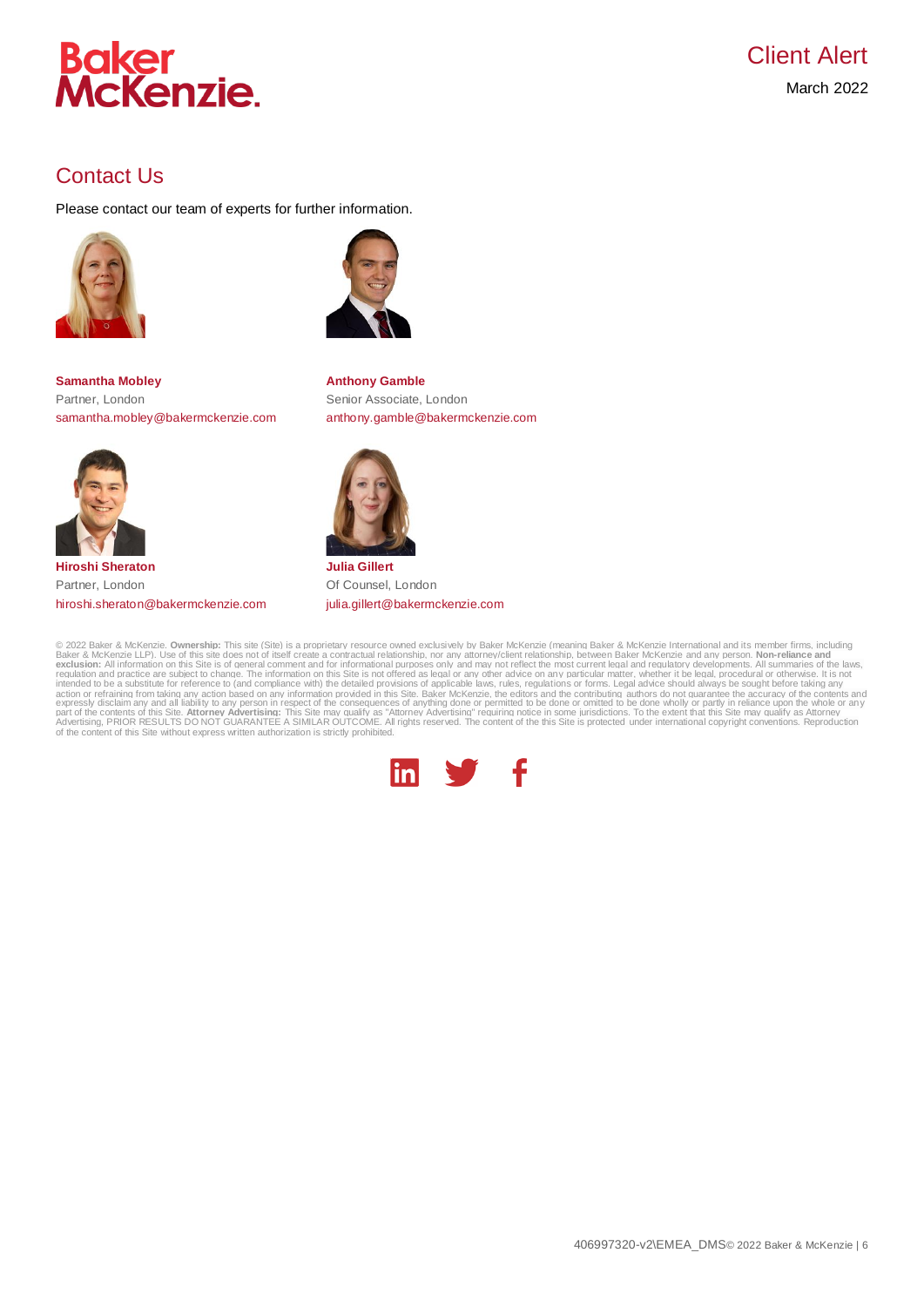## Contact Us

Please contact our team of experts for further information.

**Samantha Mobley**
Partner, London
samantha.mobley@bakermckenzie.com

**Anthony Gamble**
Senior Associate, London
anthony.gamble@bakermckenzie.com

**Hiroshi Sheraton**
Partner, London
hiroshi.sheraton@bakermckenzie.com

**Julia Gillert**
Of Counsel, London
julia.gillert@bakermckenzie.com

© 2022 Baker & McKenzie. **Ownership:** This site (Site) is a proprietary resource owned exclusively by Baker McKenzie (meaning Baker & McKenzie International and its member firms, including Baker & McKenzie LLP). Use of this site does not of itself create a contractual relationship, nor any attorney/client relationship, between Baker McKenzie and any person. **Non-reliance and exclusion:** All information on this Site is of general comment and for informational purposes only and may not reflect the most current legal and regulatory developments. All summaries of the laws, regulation and practice are subject to change. The information on this Site is not offered as legal or any other advice on any particular matter, whether it be legal, procedural or otherwise. It is not intended to be a substitute for reference to (and compliance with) the detailed provisions of applicable laws, rules, regulations or forms. Legal advice should always be sought before taking any action or refraining from taking any action based on any information provided in this Site. Baker McKenzie, the editors and the contributing authors do not guarantee the accuracy of the contents and expressly disclaim any and all liability to any person in respect of the consequences of anything done or permitted to be done or omitted to be done wholly or partly in reliance upon the whole or any part of the contents of this Site. **Attorney Advertising:** This Site may qualify as "Attorney Advertising" requiring notice in some jurisdictions. To the extent that this Site may qualify as Attorney Advertising, PRIOR RESULTS DO NOT GUARANTEE A SIMILAR OUTCOME. All rights reserved. The content of the this Site is protected under international copyright conventions. Reproduction of the content of this Site without express written authorization is strictly prohibited.

406997320-v2\EMEA_DMS